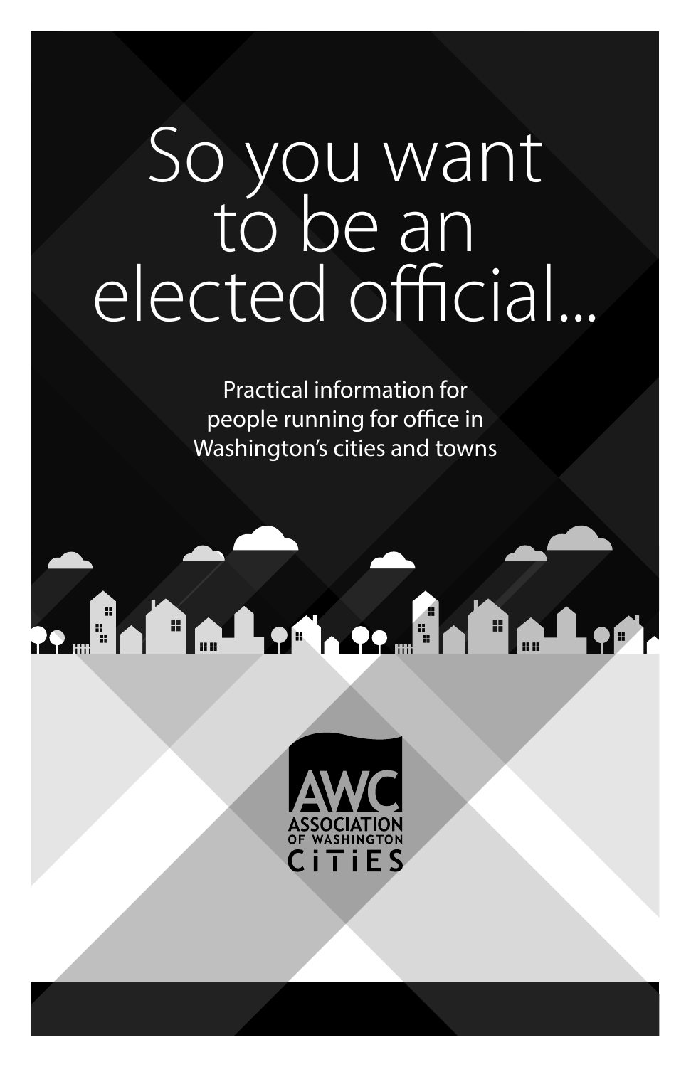# So you want to be an elected official...

Practical information for people running for office in Washington's cities and towns

AWC
ASSOCIATION OF WASHINGTON CITIES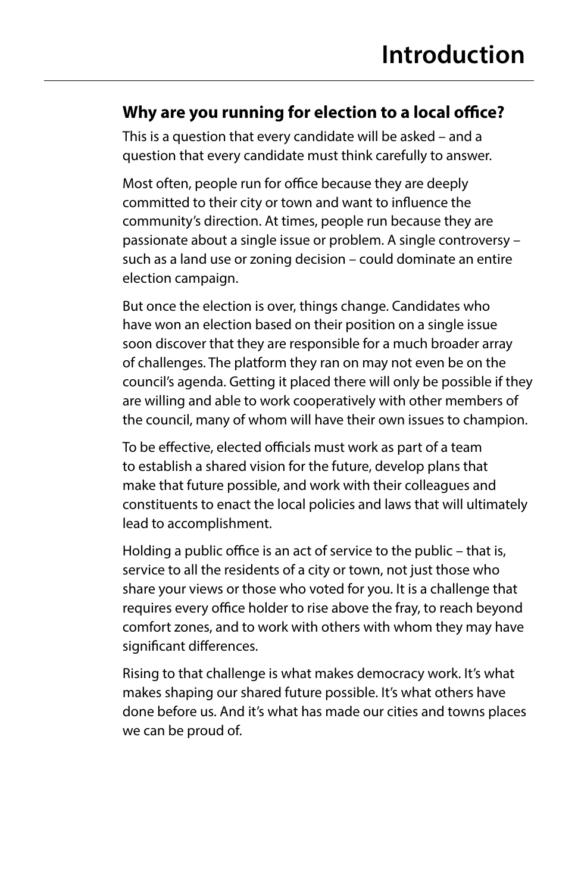# Introduction

## Why are you running for election to a local office?

This is a question that every candidate will be asked – and a question that every candidate must think carefully to answer.

Most often, people run for office because they are deeply committed to their city or town and want to influence the community's direction. At times, people run because they are passionate about a single issue or problem. A single controversy – such as a land use or zoning decision – could dominate an entire election campaign.

But once the election is over, things change. Candidates who have won an election based on their position on a single issue soon discover that they are responsible for a much broader array of challenges. The platform they ran on may not even be on the council's agenda. Getting it placed there will only be possible if they are willing and able to work cooperatively with other members of the council, many of whom will have their own issues to champion.

To be effective, elected officials must work as part of a team to establish a shared vision for the future, develop plans that make that future possible, and work with their colleagues and constituents to enact the local policies and laws that will ultimately lead to accomplishment.

Holding a public office is an act of service to the public – that is, service to all the residents of a city or town, not just those who share your views or those who voted for you. It is a challenge that requires every office holder to rise above the fray, to reach beyond comfort zones, and to work with others with whom they may have significant differences.

Rising to that challenge is what makes democracy work. It's what makes shaping our shared future possible. It's what others have done before us. And it's what has made our cities and towns places we can be proud of.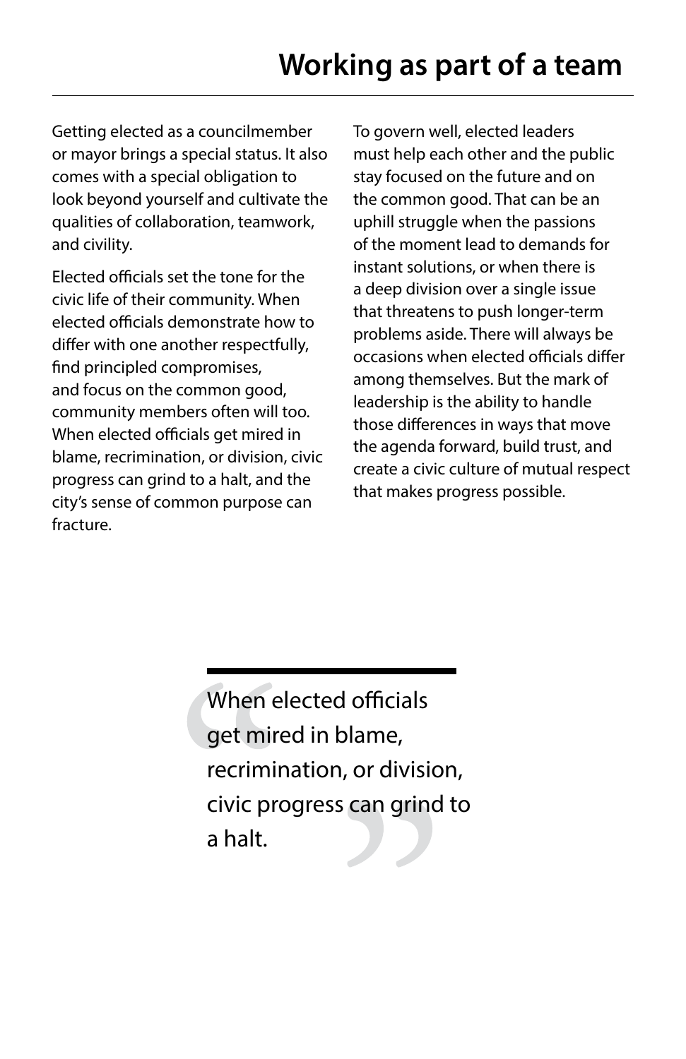# Working as part of a team

Getting elected as a councilmember or mayor brings a special status. It also comes with a special obligation to look beyond yourself and cultivate the qualities of collaboration, teamwork, and civility.

Elected officials set the tone for the civic life of their community. When elected officials demonstrate how to differ with one another respectfully, find principled compromises, and focus on the common good, community members often will too. When elected officials get mired in blame, recrimination, or division, civic progress can grind to a halt, and the city's sense of common purpose can fracture.

To govern well, elected leaders must help each other and the public stay focused on the future and on the common good. That can be an uphill struggle when the passions of the moment lead to demands for instant solutions, or when there is a deep division over a single issue that threatens to push longer-term problems aside. There will always be occasions when elected officials differ among themselves. But the mark of leadership is the ability to handle those differences in ways that move the agenda forward, build trust, and create a civic culture of mutual respect that makes progress possible.

> "When elected officials get mired in blame, recrimination, or division, civic progress can grind to a halt."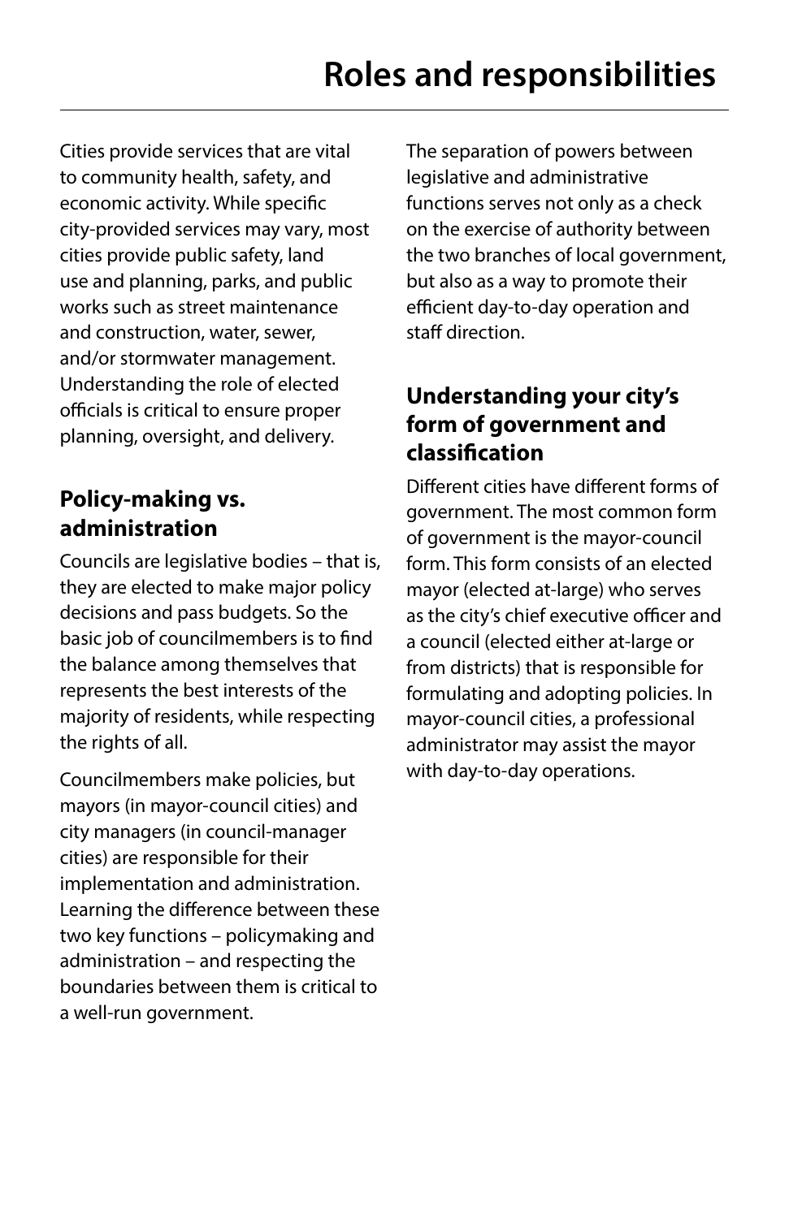# Roles and responsibilities

Cities provide services that are vital to community health, safety, and economic activity. While specific city-provided services may vary, most cities provide public safety, land use and planning, parks, and public works such as street maintenance and construction, water, sewer, and/or stormwater management. Understanding the role of elected officials is critical to ensure proper planning, oversight, and delivery.

## Policy-making vs. administration

Councils are legislative bodies – that is, they are elected to make major policy decisions and pass budgets. So the basic job of councilmembers is to find the balance among themselves that represents the best interests of the majority of residents, while respecting the rights of all.

Councilmembers make policies, but mayors (in mayor-council cities) and city managers (in council-manager cities) are responsible for their implementation and administration. Learning the difference between these two key functions – policymaking and administration – and respecting the boundaries between them is critical to a well-run government.

The separation of powers between legislative and administrative functions serves not only as a check on the exercise of authority between the two branches of local government, but also as a way to promote their efficient day-to-day operation and staff direction.

## Understanding your city's form of government and classification

Different cities have different forms of government. The most common form of government is the mayor-council form. This form consists of an elected mayor (elected at-large) who serves as the city's chief executive officer and a council (elected either at-large or from districts) that is responsible for formulating and adopting policies. In mayor-council cities, a professional administrator may assist the mayor with day-to-day operations.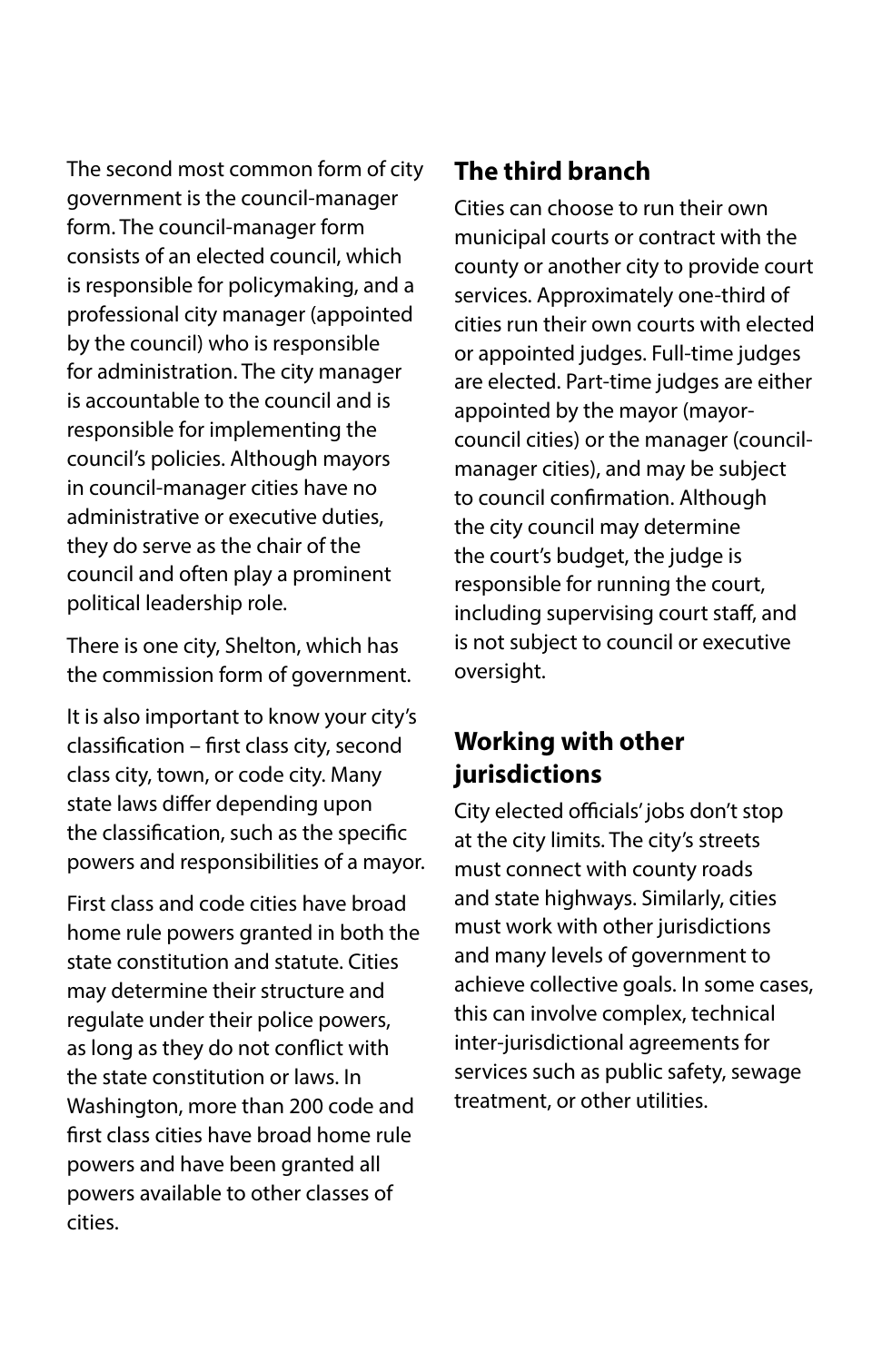The second most common form of city government is the council-manager form. The council-manager form consists of an elected council, which is responsible for policymaking, and a professional city manager (appointed by the council) who is responsible for administration. The city manager is accountable to the council and is responsible for implementing the council's policies. Although mayors in council-manager cities have no administrative or executive duties, they do serve as the chair of the council and often play a prominent political leadership role.

There is one city, Shelton, which has the commission form of government.

It is also important to know your city's classification – first class city, second class city, town, or code city. Many state laws differ depending upon the classification, such as the specific powers and responsibilities of a mayor.

First class and code cities have broad home rule powers granted in both the state constitution and statute. Cities may determine their structure and regulate under their police powers, as long as they do not conflict with the state constitution or laws. In Washington, more than 200 code and first class cities have broad home rule powers and have been granted all powers available to other classes of cities.

## The third branch

Cities can choose to run their own municipal courts or contract with the county or another city to provide court services. Approximately one-third of cities run their own courts with elected or appointed judges. Full-time judges are elected. Part-time judges are either appointed by the mayor (mayor-council cities) or the manager (council-manager cities), and may be subject to council confirmation. Although the city council may determine the court's budget, the judge is responsible for running the court, including supervising court staff, and is not subject to council or executive oversight.

## Working with other jurisdictions

City elected officials' jobs don't stop at the city limits. The city's streets must connect with county roads and state highways. Similarly, cities must work with other jurisdictions and many levels of government to achieve collective goals. In some cases, this can involve complex, technical inter-jurisdictional agreements for services such as public safety, sewage treatment, or other utilities.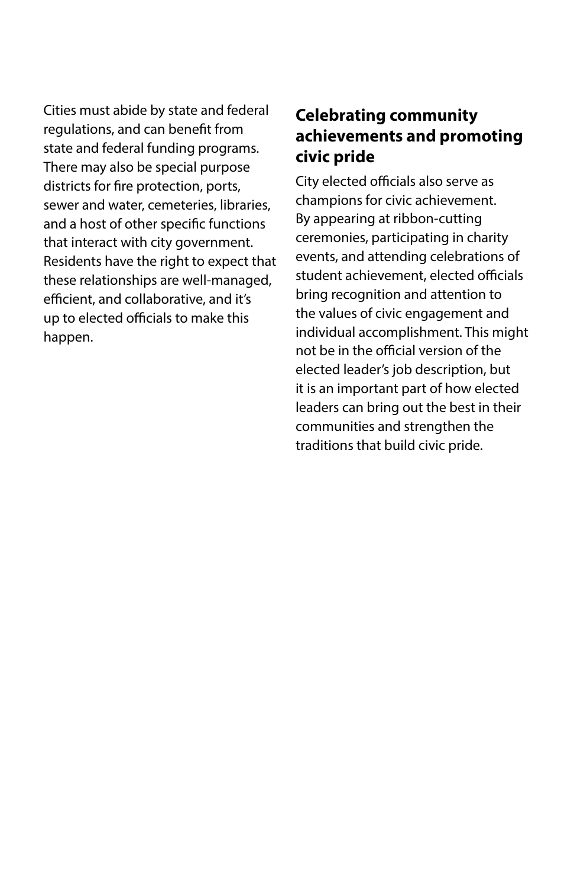Cities must abide by state and federal regulations, and can benefit from state and federal funding programs. There may also be special purpose districts for fire protection, ports, sewer and water, cemeteries, libraries, and a host of other specific functions that interact with city government. Residents have the right to expect that these relationships are well-managed, efficient, and collaborative, and it's up to elected officials to make this happen.

## Celebrating community achievements and promoting civic pride

City elected officials also serve as champions for civic achievement. By appearing at ribbon-cutting ceremonies, participating in charity events, and attending celebrations of student achievement, elected officials bring recognition and attention to the values of civic engagement and individual accomplishment. This might not be in the official version of the elected leader's job description, but it is an important part of how elected leaders can bring out the best in their communities and strengthen the traditions that build civic pride.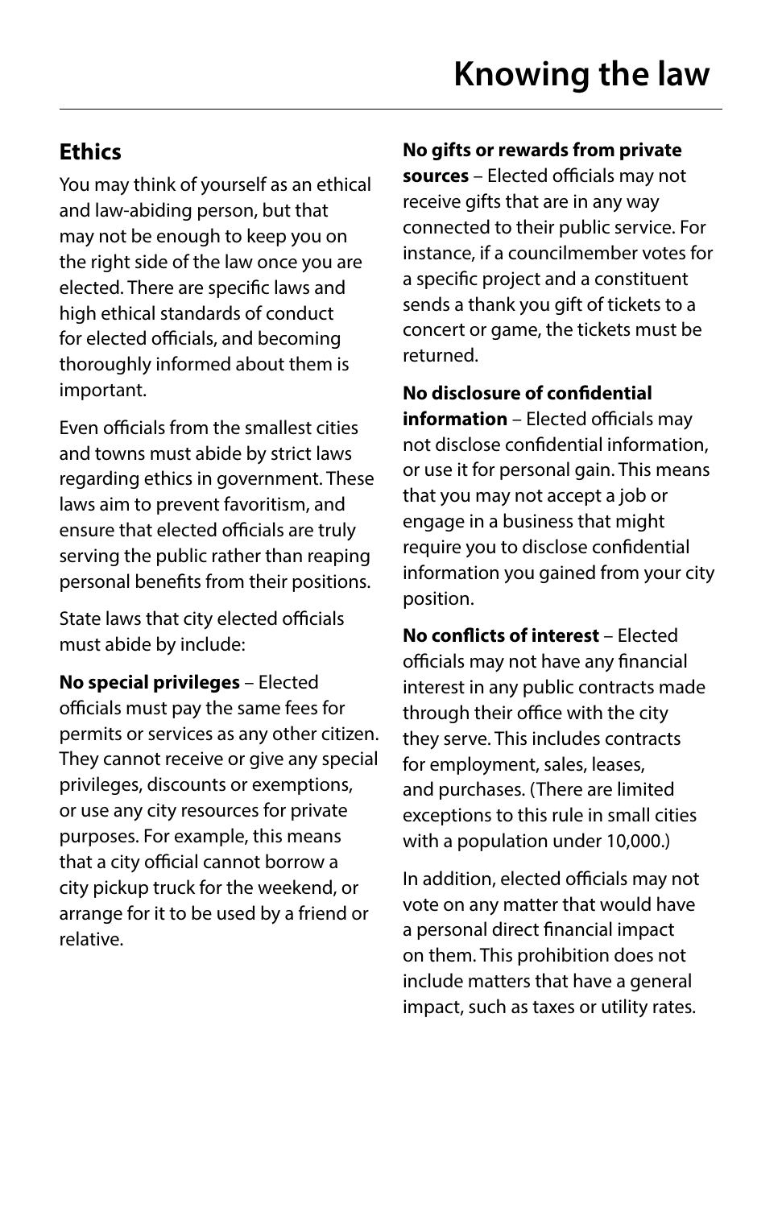# Knowing the law

## Ethics

You may think of yourself as an ethical and law-abiding person, but that may not be enough to keep you on the right side of the law once you are elected. There are specific laws and high ethical standards of conduct for elected officials, and becoming thoroughly informed about them is important.

Even officials from the smallest cities and towns must abide by strict laws regarding ethics in government. These laws aim to prevent favoritism, and ensure that elected officials are truly serving the public rather than reaping personal benefits from their positions.

State laws that city elected officials must abide by include:

**No special privileges** – Elected officials must pay the same fees for permits or services as any other citizen. They cannot receive or give any special privileges, discounts or exemptions, or use any city resources for private purposes. For example, this means that a city official cannot borrow a city pickup truck for the weekend, or arrange for it to be used by a friend or relative.

**No gifts or rewards from private sources** – Elected officials may not receive gifts that are in any way connected to their public service. For instance, if a councilmember votes for a specific project and a constituent sends a thank you gift of tickets to a concert or game, the tickets must be returned.

**No disclosure of confidential information** – Elected officials may not disclose confidential information, or use it for personal gain. This means that you may not accept a job or engage in a business that might require you to disclose confidential information you gained from your city position.

**No conflicts of interest** – Elected officials may not have any financial interest in any public contracts made through their office with the city they serve. This includes contracts for employment, sales, leases, and purchases. (There are limited exceptions to this rule in small cities with a population under 10,000.)

In addition, elected officials may not vote on any matter that would have a personal direct financial impact on them. This prohibition does not include matters that have a general impact, such as taxes or utility rates.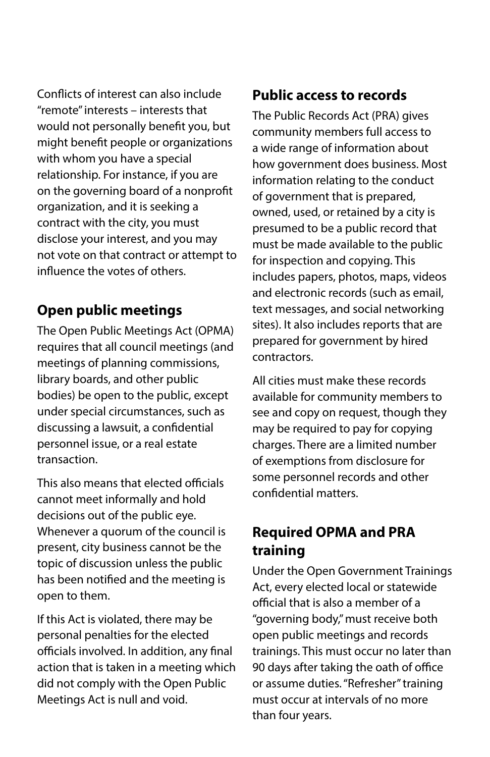Conflicts of interest can also include "remote" interests – interests that would not personally benefit you, but might benefit people or organizations with whom you have a special relationship. For instance, if you are on the governing board of a nonprofit organization, and it is seeking a contract with the city, you must disclose your interest, and you may not vote on that contract or attempt to influence the votes of others.

## Open public meetings

The Open Public Meetings Act (OPMA) requires that all council meetings (and meetings of planning commissions, library boards, and other public bodies) be open to the public, except under special circumstances, such as discussing a lawsuit, a confidential personnel issue, or a real estate transaction.

This also means that elected officials cannot meet informally and hold decisions out of the public eye. Whenever a quorum of the council is present, city business cannot be the topic of discussion unless the public has been notified and the meeting is open to them.

If this Act is violated, there may be personal penalties for the elected officials involved. In addition, any final action that is taken in a meeting which did not comply with the Open Public Meetings Act is null and void.

## Public access to records

The Public Records Act (PRA) gives community members full access to a wide range of information about how government does business. Most information relating to the conduct of government that is prepared, owned, used, or retained by a city is presumed to be a public record that must be made available to the public for inspection and copying. This includes papers, photos, maps, videos and electronic records (such as email, text messages, and social networking sites). It also includes reports that are prepared for government by hired contractors.

All cities must make these records available for community members to see and copy on request, though they may be required to pay for copying charges. There are a limited number of exemptions from disclosure for some personnel records and other confidential matters.

## Required OPMA and PRA training

Under the Open Government Trainings Act, every elected local or statewide official that is also a member of a "governing body," must receive both open public meetings and records trainings. This must occur no later than 90 days after taking the oath of office or assume duties. "Refresher" training must occur at intervals of no more than four years.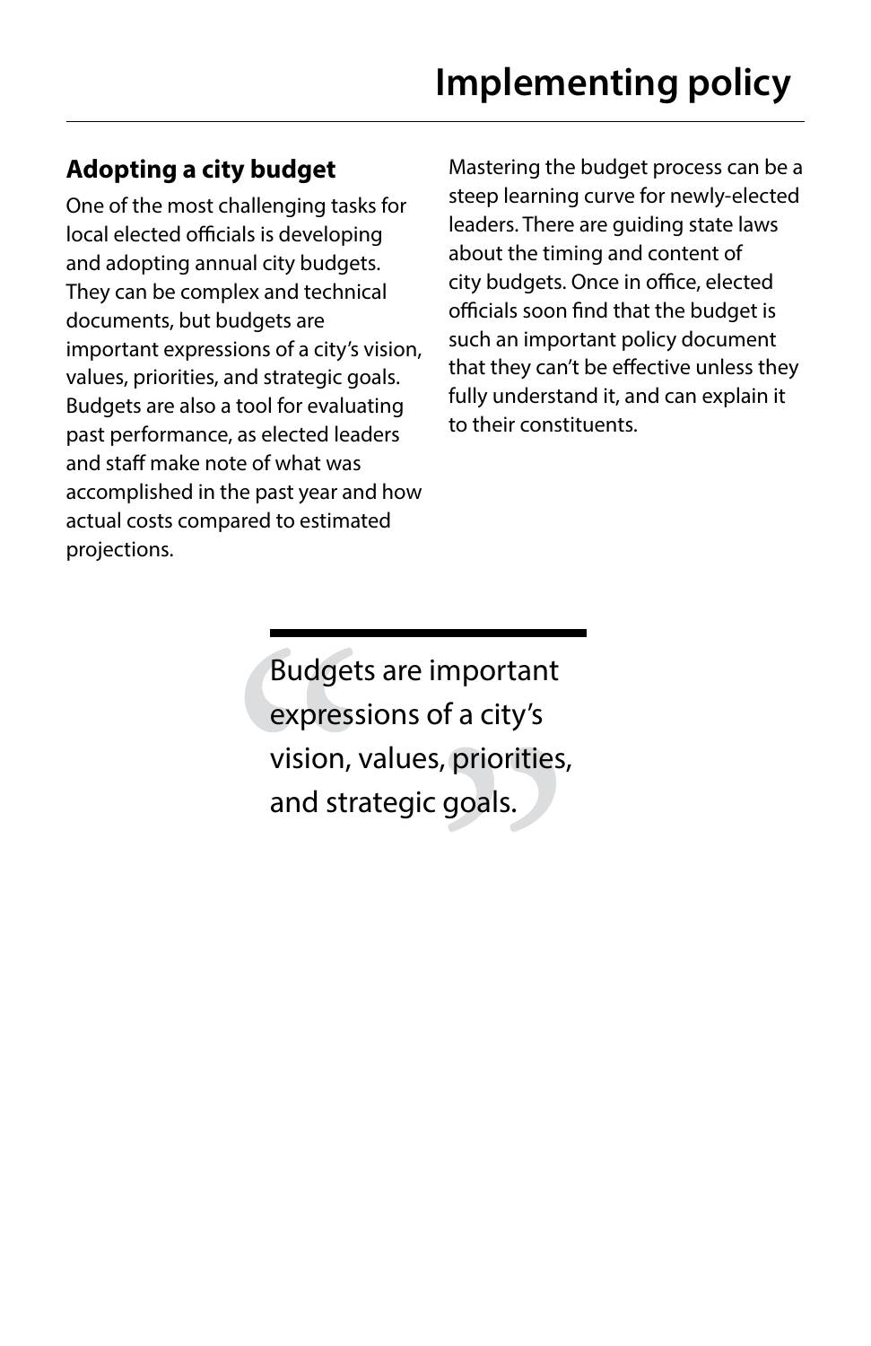# Implementing policy

## Adopting a city budget

One of the most challenging tasks for local elected officials is developing and adopting annual city budgets. They can be complex and technical documents, but budgets are important expressions of a city's vision, values, priorities, and strategic goals. Budgets are also a tool for evaluating past performance, as elected leaders and staff make note of what was accomplished in the past year and how actual costs compared to estimated projections.

Mastering the budget process can be a steep learning curve for newly-elected leaders. There are guiding state laws about the timing and content of city budgets. Once in office, elected officials soon find that the budget is such an important policy document that they can't be effective unless they fully understand it, and can explain it to their constituents.

> "Budgets are important expressions of a city's vision, values, priorities, and strategic goals."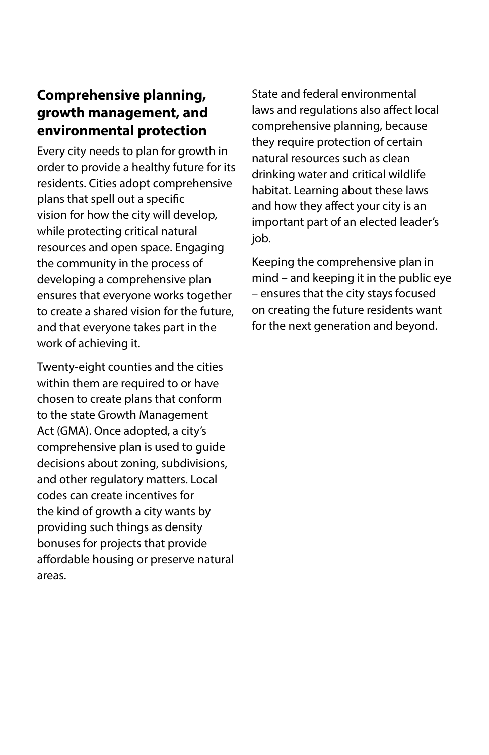## Comprehensive planning, growth management, and environmental protection

Every city needs to plan for growth in order to provide a healthy future for its residents. Cities adopt comprehensive plans that spell out a specific vision for how the city will develop, while protecting critical natural resources and open space. Engaging the community in the process of developing a comprehensive plan ensures that everyone works together to create a shared vision for the future, and that everyone takes part in the work of achieving it.

Twenty-eight counties and the cities within them are required to or have chosen to create plans that conform to the state Growth Management Act (GMA). Once adopted, a city's comprehensive plan is used to guide decisions about zoning, subdivisions, and other regulatory matters. Local codes can create incentives for the kind of growth a city wants by providing such things as density bonuses for projects that provide affordable housing or preserve natural areas.

State and federal environmental laws and regulations also affect local comprehensive planning, because they require protection of certain natural resources such as clean drinking water and critical wildlife habitat. Learning about these laws and how they affect your city is an important part of an elected leader's job.

Keeping the comprehensive plan in mind – and keeping it in the public eye – ensures that the city stays focused on creating the future residents want for the next generation and beyond.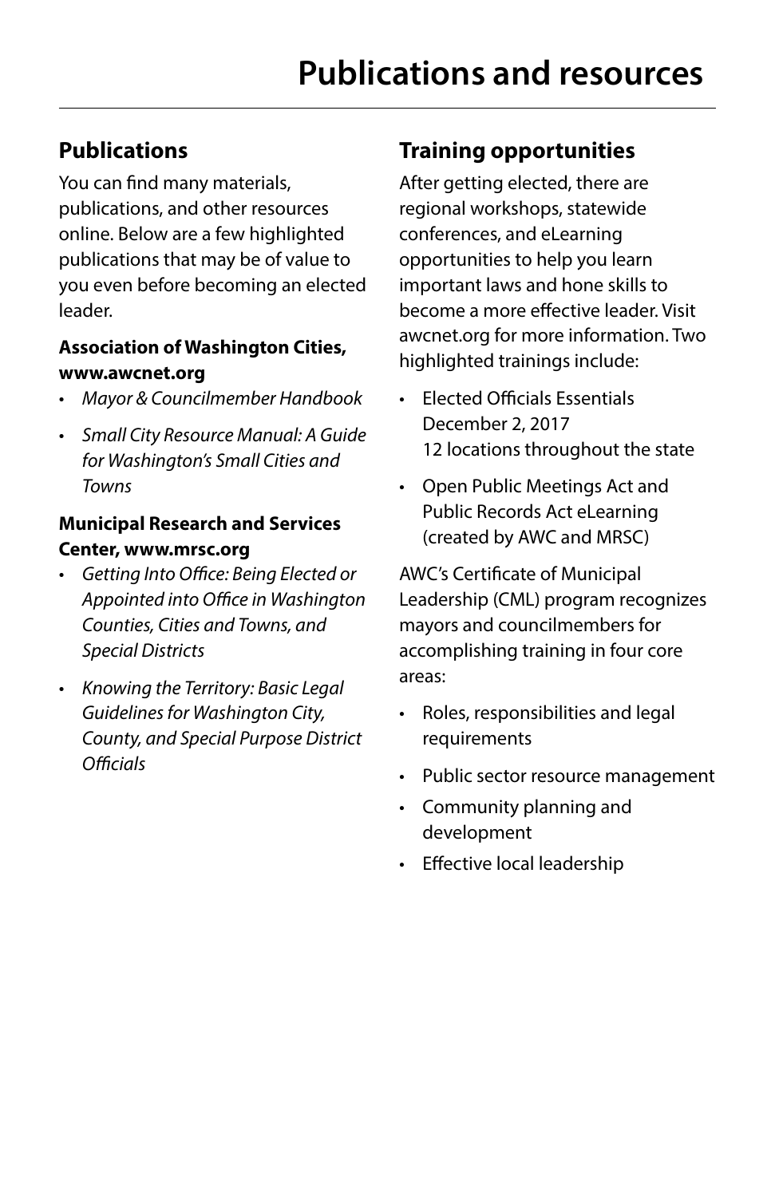# Publications and resources

## Publications

You can find many materials, publications, and other resources online. Below are a few highlighted publications that may be of value to you even before becoming an elected leader.

**Association of Washington Cities, www.awcnet.org**

- *Mayor & Councilmember Handbook*
- *Small City Resource Manual: A Guide for Washington's Small Cities and Towns*

**Municipal Research and Services Center, www.mrsc.org**

- *Getting Into Office: Being Elected or Appointed into Office in Washington Counties, Cities and Towns, and Special Districts*
- *Knowing the Territory: Basic Legal Guidelines for Washington City, County, and Special Purpose District Officials*

## Training opportunities

After getting elected, there are regional workshops, statewide conferences, and eLearning opportunities to help you learn important laws and hone skills to become a more effective leader. Visit awcnet.org for more information. Two highlighted trainings include:

- Elected Officials Essentials
  December 2, 2017
  12 locations throughout the state
- Open Public Meetings Act and Public Records Act eLearning (created by AWC and MRSC)

AWC's Certificate of Municipal Leadership (CML) program recognizes mayors and councilmembers for accomplishing training in four core areas:

- Roles, responsibilities and legal requirements
- Public sector resource management
- Community planning and development
- Effective local leadership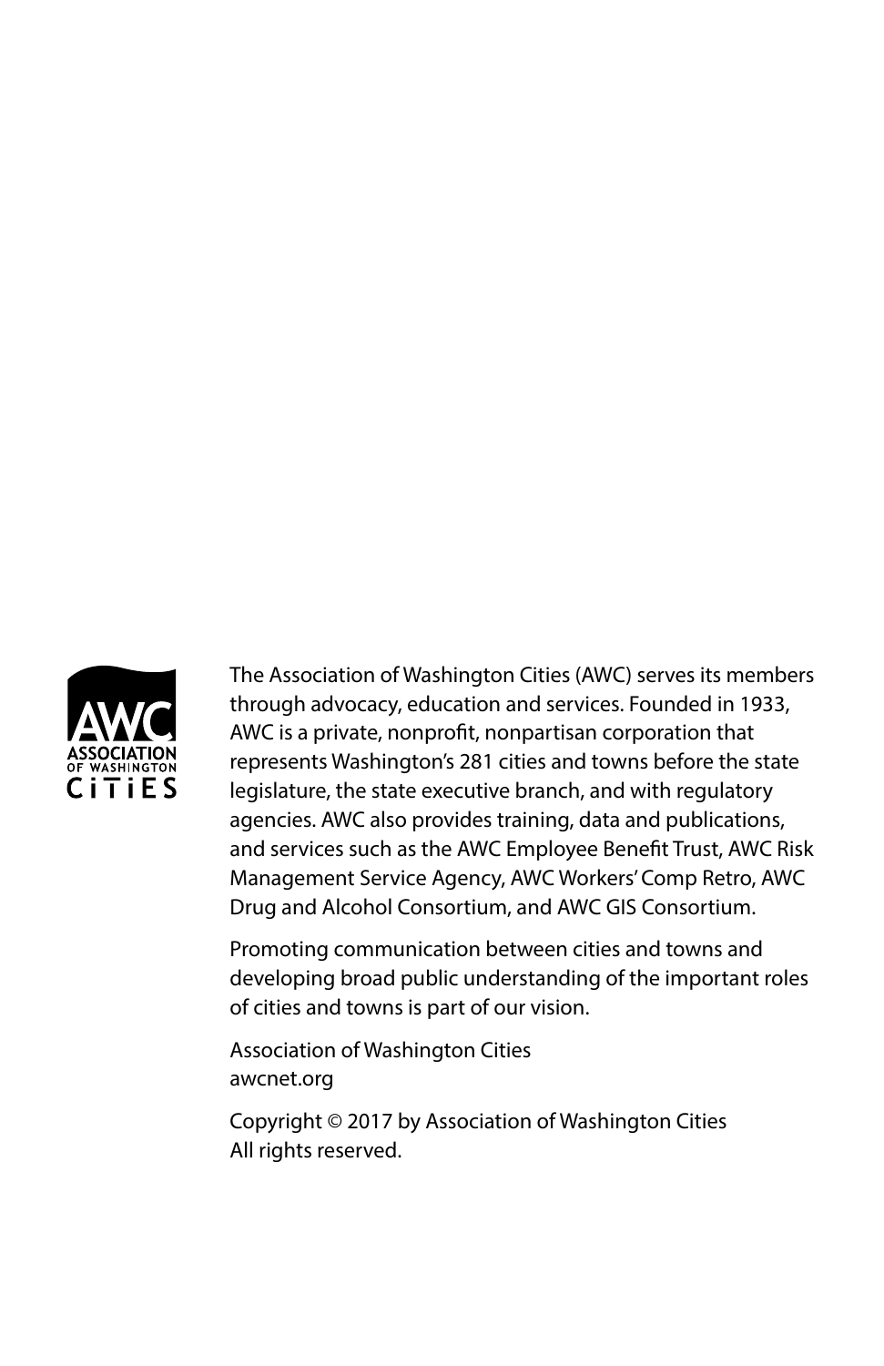The Association of Washington Cities (AWC) serves its members through advocacy, education and services. Founded in 1933, AWC is a private, nonprofit, nonpartisan corporation that represents Washington's 281 cities and towns before the state legislature, the state executive branch, and with regulatory agencies. AWC also provides training, data and publications, and services such as the AWC Employee Benefit Trust, AWC Risk Management Service Agency, AWC Workers' Comp Retro, AWC Drug and Alcohol Consortium, and AWC GIS Consortium.

Promoting communication between cities and towns and developing broad public understanding of the important roles of cities and towns is part of our vision.

Association of Washington Cities
awcnet.org

Copyright © 2017 by Association of Washington Cities
All rights reserved.